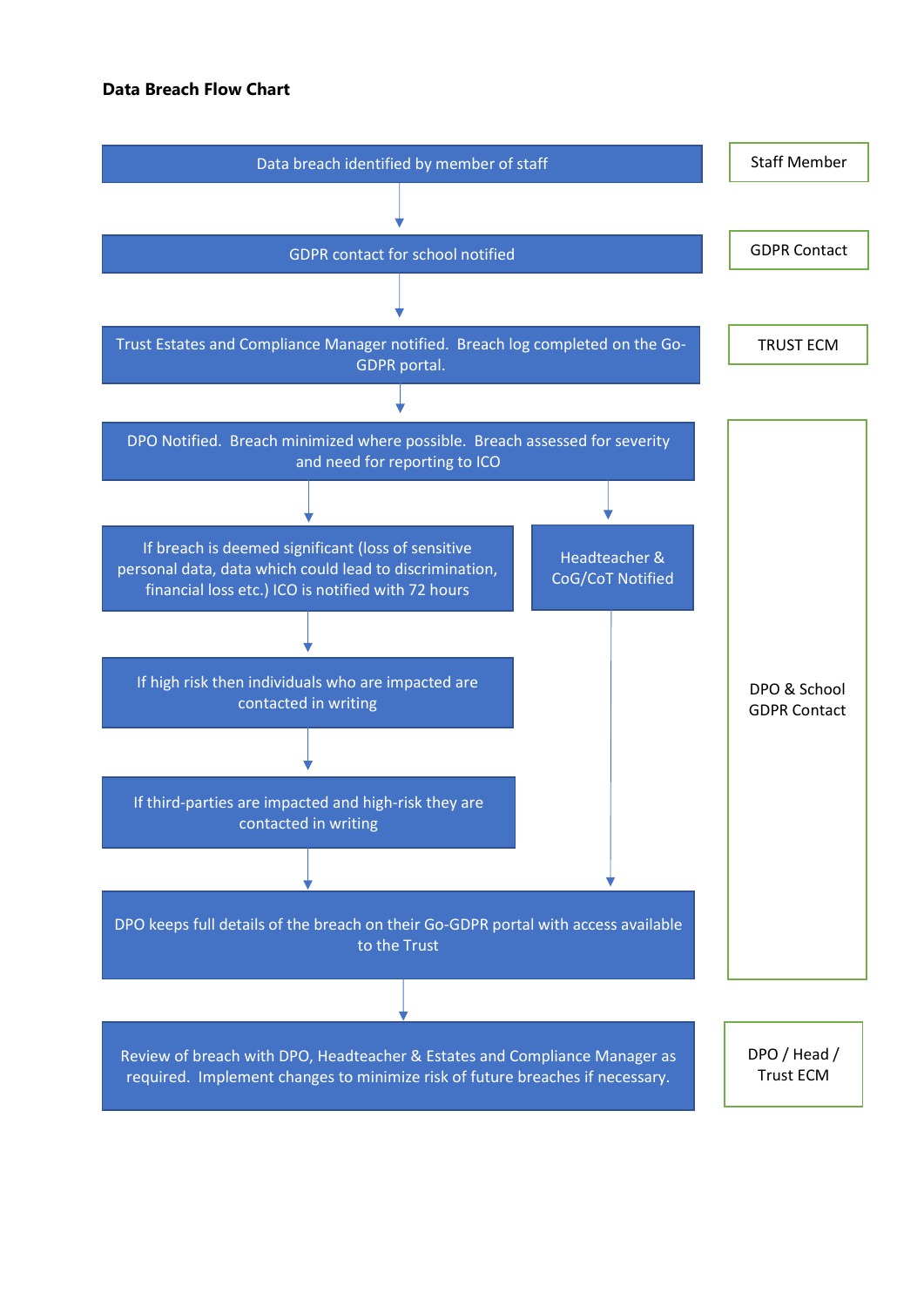**Data Breach Flow Chart**

| Step | Responsible |
|---|---|
| Data breach identified by member of staff | Staff Member |
| ↓ | |
| GDPR contact for school notified | GDPR Contact |
| ↓ | |
| Trust Estates and Compliance Manager notified. Breach log completed on the Go-GDPR portal. | TRUST ECM |
| ↓ | |
| DPO Notified. Breach minimized where possible. Breach assessed for severity and need for reporting to ICO | DPO & School GDPR Contact |
| ↓ (left branch) If breach is deemed significant (loss of sensitive personal data, data which could lead to discrimination, financial loss etc.) ICO is notified with 72 hours / ↓ (right branch) Headteacher & CoG/CoT Notified | DPO & School GDPR Contact |
| ↓ If high risk then individuals who are impacted are contacted in writing | DPO & School GDPR Contact |
| ↓ If third-parties are impacted and high-risk they are contacted in writing | DPO & School GDPR Contact |
| ↓ (both branches) DPO keeps full details of the breach on their Go-GDPR portal with access available to the Trust | DPO & School GDPR Contact |
| ↓ | |
| Review of breach with DPO, Headteacher & Estates and Compliance Manager as required. Implement changes to minimize risk of future breaches if necessary. | DPO / Head / Trust ECM |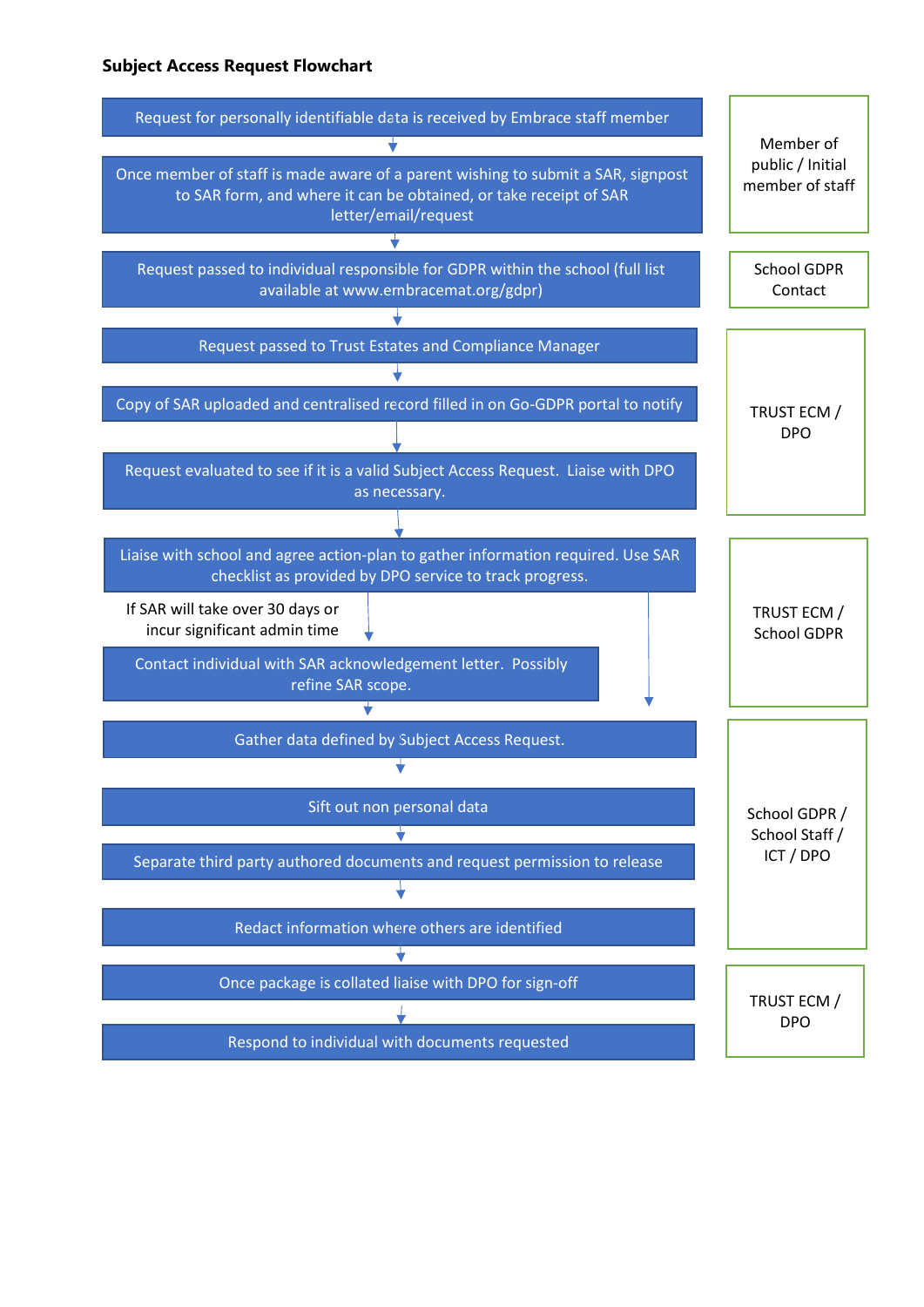**Subject Access Request Flowchart**

| Step | Responsible |
|---|---|
| Request for personally identifiable data is received by Embrace staff member ↓ | Member of public / Initial member of staff |
| Once member of staff is made aware of a parent wishing to submit a SAR, signpost to SAR form, and where it can be obtained, or take receipt of SAR letter/email/request ↓ | |
| Request passed to individual responsible for GDPR within the school (full list available at www.embracemat.org/gdpr) ↓ | School GDPR Contact |
| Request passed to Trust Estates and Compliance Manager ↓ | TRUST ECM / DPO |
| Copy of SAR uploaded and centralised record filled in on Go-GDPR portal to notify ↓ | |
| Request evaluated to see if it is a valid Subject Access Request. Liaise with DPO as necessary. ↓ | |
| Liaise with school and agree action-plan to gather information required. Use SAR checklist as provided by DPO service to track progress. ↓ | TRUST ECM / School GDPR |
| If SAR will take over 30 days or incur significant admin time: Contact individual with SAR acknowledgement letter. Possibly refine SAR scope. ↓ | |
| Gather data defined by Subject Access Request. ↓ | School GDPR / School Staff / ICT / DPO |
| Sift out non personal data ↓ | |
| Separate third party authored documents and request permission to release ↓ | |
| Redact information where others are identified ↓ | |
| Once package is collated liaise with DPO for sign-off ↓ | TRUST ECM / DPO |
| Respond to individual with documents requested | |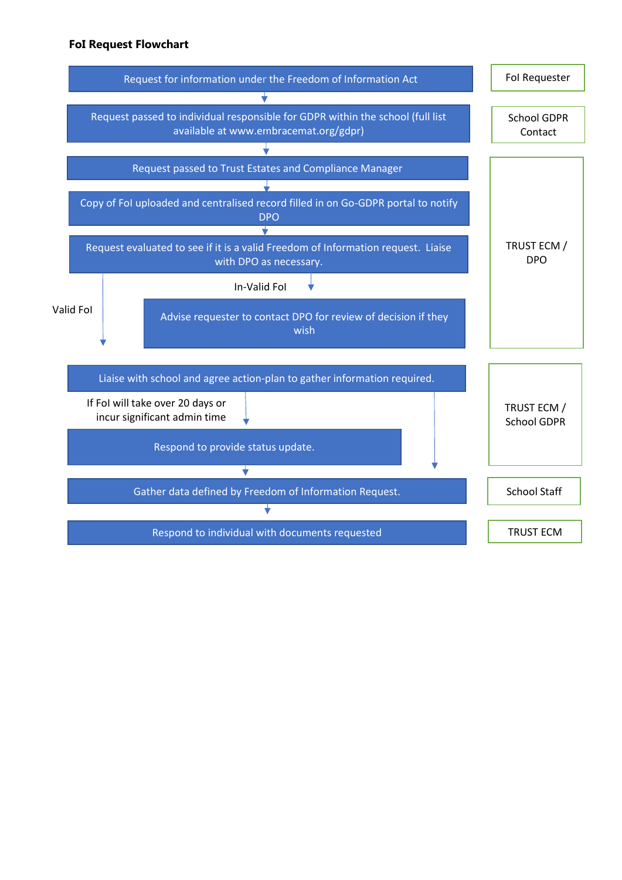**FoI Request Flowchart**

Request for information under the Freedom of Information Act

FoI Requester

Request passed to individual responsible for GDPR within the school (full list available at www.embracemat.org/gdpr)

School GDPR Contact

Request passed to Trust Estates and Compliance Manager

Copy of FoI uploaded and centralised record filled in on Go-GDPR portal to notify DPO

Request evaluated to see if it is a valid Freedom of Information request. Liaise with DPO as necessary.

In-Valid FoI

Advise requester to contact DPO for review of decision if they wish

Valid FoI

TRUST ECM / DPO

Liaise with school and agree action-plan to gather information required.

If FoI will take over 20 days or incur significant admin time

Respond to provide status update.

TRUST ECM / School GDPR

Gather data defined by Freedom of Information Request.

School Staff

Respond to individual with documents requested

TRUST ECM